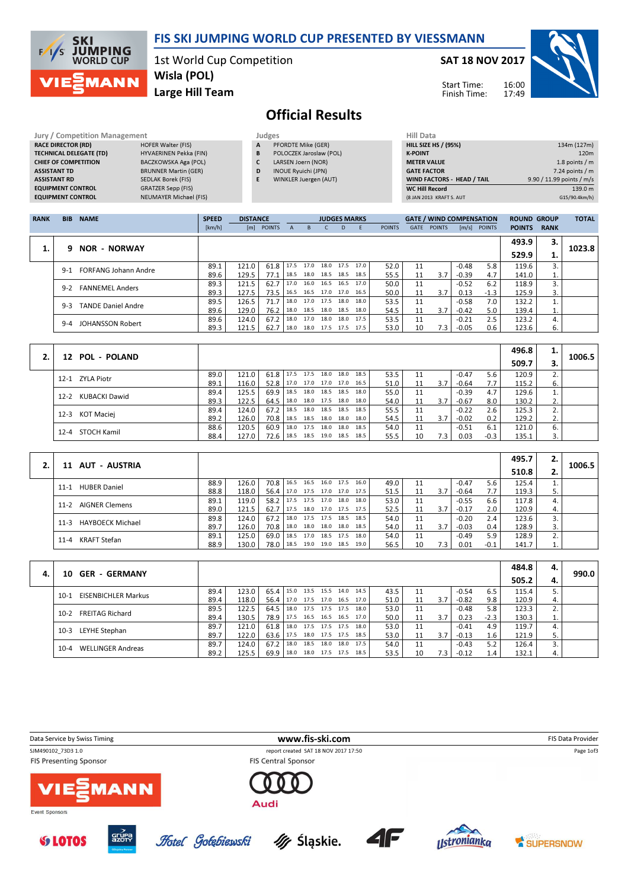# FIS SKI JUMPING WORLD CUP PRESENTED BY VIESSMANN

**1st World Cup Competition**
**Wisla (POL)**
**Large Hill Team**

**SAT 18 NOV 2017**

Start Time: 16:00
Finish Time: 17:49

## Official Results

| Jury / Competition Management | |
|---|---|
| RACE DIRECTOR (RD) | HOFER Walter (FIS) |
| TECHNICAL DELEGATE (TD) | HYVAERINEN Pekka (FIN) |
| CHIEF OF COMPETITION | BACZKOWSKA Aga (POL) |
| ASSISTANT TD | BRUNNER Martin (GER) |
| ASSISTANT RD | SEDLAK Borek (FIS) |
| EQUIPMENT CONTROL | GRATZER Sepp (FIS) |
| EQUIPMENT CONTROL | NEUMAYER Michael (FIS) |

| Judges | |
|---|---|
| A | PFORDTE Mike (GER) |
| B | POLOCZEK Jaroslaw (POL) |
| C | LARSEN Joern (NOR) |
| D | INOUE Ryuichi (JPN) |
| E | WINKLER Juergen (AUT) |

| Hill Data | |
|---|---|
| HILL SIZE HS / (95%) | 134m (127m) |
| K-POINT | 120m |
| METER VALUE | 1.8 points / m |
| GATE FACTOR | 7.24 points / m |
| WIND FACTORS - HEAD / TAIL | 9.90 / 11.99 points / m/s |
| WC Hill Record | 139.0 m |
| (8 JAN 2013 KRAFT S. AUT | G15/90.4km/h) |

| RANK | BIB | NAME | SPEED [km/h] | DISTANCE [m] | DISTANCE POINTS | A | B | C | D | E | JUDGES POINTS | GATE | GATE POINTS | WIND [m/s] | WIND POINTS | ROUND POINTS | GROUP RANK | TOTAL |
|---|---|---|---|---|---|---|---|---|---|---|---|---|---|---|---|---|---|---|
| 1. | 9 | NOR - NORWAY | | | | | | | | | | | | | | 493.9 | 3. | 1023.8 |
| | | | | | | | | | | | | | | | | 529.9 | 1. | |
| | 9-1 | FORFANG Johann Andre | 89.1 | 121.0 | 61.8 | 17.5 | 17.0 | 18.0 | 17.5 | 17.0 | 52.0 | 11 | | -0.48 | 5.8 | 119.6 | 3. | |
| | | | 89.6 | 129.5 | 77.1 | 18.5 | 18.0 | 18.5 | 18.5 | 18.5 | 55.5 | 11 | 3.7 | -0.39 | 4.7 | 141.0 | 1. | |
| | 9-2 | FANNEMEL Anders | 89.3 | 121.5 | 62.7 | 17.0 | 16.0 | 16.5 | 16.5 | 17.0 | 50.0 | 11 | | -0.52 | 6.2 | 118.9 | 3. | |
| | | | 89.3 | 127.5 | 73.5 | 16.5 | 16.5 | 17.0 | 17.0 | 16.5 | 50.0 | 11 | 3.7 | 0.13 | -1.3 | 125.9 | 3. | |
| | 9-3 | TANDE Daniel Andre | 89.5 | 126.5 | 71.7 | 18.0 | 17.0 | 17.5 | 18.0 | 18.0 | 53.5 | 11 | | -0.58 | 7.0 | 132.2 | 1. | |
| | | | 89.6 | 129.0 | 76.2 | 18.0 | 18.5 | 18.0 | 18.5 | 18.0 | 54.5 | 11 | 3.7 | -0.42 | 5.0 | 139.4 | 1. | |
| | 9-4 | JOHANSSON Robert | 89.6 | 124.0 | 67.2 | 18.0 | 17.0 | 18.0 | 18.0 | 17.5 | 53.5 | 11 | | -0.21 | 2.5 | 123.2 | 4. | |
| | | | 89.3 | 121.5 | 62.7 | 18.0 | 18.0 | 17.5 | 17.5 | 17.5 | 53.0 | 10 | 7.3 | -0.05 | 0.6 | 123.6 | 6. | |
| 2. | 12 | POL - POLAND | | | | | | | | | | | | | | 496.8 | 1. | 1006.5 |
| | | | | | | | | | | | | | | | | 509.7 | 3. | |
| | 12-1 | ZYLA Piotr | 89.0 | 121.0 | 61.8 | 17.5 | 17.5 | 18.0 | 18.0 | 18.5 | 53.5 | 11 | | -0.47 | 5.6 | 120.9 | 2. | |
| | | | 89.1 | 116.0 | 52.8 | 17.0 | 17.0 | 17.0 | 17.0 | 16.5 | 51.0 | 11 | 3.7 | -0.64 | 7.7 | 115.2 | 6. | |
| | 12-2 | KUBACKI Dawid | 89.4 | 125.5 | 69.9 | 18.5 | 18.0 | 18.5 | 18.5 | 18.0 | 55.0 | 11 | | -0.39 | 4.7 | 129.6 | 1. | |
| | | | 89.3 | 122.5 | 64.5 | 18.0 | 18.0 | 17.5 | 18.0 | 18.0 | 54.0 | 11 | 3.7 | -0.67 | 8.0 | 130.2 | 2. | |
| | 12-3 | KOT Maciej | 89.4 | 124.0 | 67.2 | 18.5 | 18.0 | 18.5 | 18.5 | 18.5 | 55.5 | 11 | | -0.22 | 2.6 | 125.3 | 2. | |
| | | | 89.2 | 126.0 | 70.8 | 18.5 | 18.5 | 18.0 | 18.0 | 18.0 | 54.5 | 11 | 3.7 | -0.02 | 0.2 | 129.2 | 2. | |
| | 12-4 | STOCH Kamil | 88.6 | 120.5 | 60.9 | 18.0 | 17.5 | 18.0 | 18.0 | 18.5 | 54.0 | 11 | | -0.51 | 6.1 | 121.0 | 6. | |
| | | | 88.4 | 127.0 | 72.6 | 18.5 | 18.5 | 19.0 | 18.5 | 18.5 | 55.5 | 10 | 7.3 | 0.03 | -0.3 | 135.1 | 3. | |
| 2. | 11 | AUT - AUSTRIA | | | | | | | | | | | | | | 495.7 | 2. | 1006.5 |
| | | | | | | | | | | | | | | | | 510.8 | 2. | |
| | 11-1 | HUBER Daniel | 88.9 | 126.0 | 70.8 | 16.5 | 16.5 | 16.0 | 17.5 | 16.0 | 49.0 | 11 | | -0.47 | 5.6 | 125.4 | 1. | |
| | | | 88.8 | 118.0 | 56.4 | 17.0 | 17.5 | 17.0 | 17.0 | 17.5 | 51.5 | 11 | 3.7 | -0.64 | 7.7 | 119.3 | 5. | |
| | 11-2 | AIGNER Clemens | 89.1 | 119.0 | 58.2 | 17.5 | 17.5 | 17.0 | 18.0 | 18.0 | 53.0 | 11 | | -0.55 | 6.6 | 117.8 | 4. | |
| | | | 89.0 | 121.5 | 62.7 | 17.5 | 18.0 | 17.0 | 17.5 | 17.5 | 52.5 | 11 | 3.7 | -0.17 | 2.0 | 120.9 | 4. | |
| | 11-3 | HAYBOECK Michael | 89.8 | 124.0 | 67.2 | 18.0 | 17.5 | 17.5 | 18.5 | 18.5 | 54.0 | 11 | | -0.20 | 2.4 | 123.6 | 3. | |
| | | | 89.7 | 126.0 | 70.8 | 18.0 | 18.0 | 18.0 | 18.0 | 18.5 | 54.0 | 11 | 3.7 | -0.03 | 0.4 | 128.9 | 3. | |
| | 11-4 | KRAFT Stefan | 89.1 | 125.0 | 69.0 | 18.5 | 17.0 | 18.5 | 17.5 | 18.0 | 54.0 | 11 | | -0.49 | 5.9 | 128.9 | 2. | |
| | | | 88.9 | 130.0 | 78.0 | 18.5 | 19.0 | 19.0 | 18.5 | 19.0 | 56.5 | 10 | 7.3 | 0.01 | -0.1 | 141.7 | 1. | |
| 4. | 10 | GER - GERMANY | | | | | | | | | | | | | | 484.8 | 4. | 990.0 |
| | | | | | | | | | | | | | | | | 505.2 | 4. | |
| | 10-1 | EISENBICHLER Markus | 89.4 | 123.0 | 65.4 | 15.0 | 13.5 | 15.5 | 14.0 | 14.5 | 43.5 | 11 | | -0.54 | 6.5 | 115.4 | 5. | |
| | | | 89.4 | 118.0 | 56.4 | 17.0 | 17.5 | 17.0 | 16.5 | 17.0 | 51.0 | 11 | 3.7 | -0.82 | 9.8 | 120.9 | 4. | |
| | 10-2 | FREITAG Richard | 89.5 | 122.5 | 64.5 | 18.0 | 17.5 | 17.5 | 17.5 | 18.0 | 53.0 | 11 | | -0.48 | 5.8 | 123.3 | 2. | |
| | | | 89.4 | 130.5 | 78.9 | 17.5 | 16.5 | 16.5 | 16.5 | 17.0 | 50.0 | 11 | 3.7 | 0.23 | -2.3 | 130.3 | 1. | |
| | 10-3 | LEYHE Stephan | 89.7 | 121.0 | 61.8 | 18.0 | 17.5 | 17.5 | 17.5 | 18.0 | 53.0 | 11 | | -0.41 | 4.9 | 119.7 | 4. | |
| | | | 89.7 | 122.0 | 63.6 | 17.5 | 18.0 | 17.5 | 17.5 | 18.5 | 53.0 | 11 | 3.7 | -0.13 | 1.6 | 121.9 | 5. | |
| | 10-4 | WELLINGER Andreas | 89.7 | 124.0 | 67.2 | 18.0 | 18.5 | 18.0 | 18.0 | 17.5 | 54.0 | 11 | | -0.43 | 5.2 | 126.4 | 3. | |
| | | | 89.2 | 125.5 | 69.9 | 18.0 | 18.0 | 17.5 | 17.5 | 18.5 | 53.5 | 10 | 7.3 | -0.12 | 1.4 | 132.1 | 4. | |

Data Service by Swiss Timing — www.fis-ski.com — FIS Data Provider

SJM490102_73D3 1.0 — report created SAT 18 NOV 2017 17:50

FIS Presenting Sponsor: VIESSMANN — FIS Central Sponsor: Audi

Event Sponsors: LOTOS, Grupa Azoty, Hotel Gołębiewski, Śląskie., 4F, Ustronianka, SUPERSNOW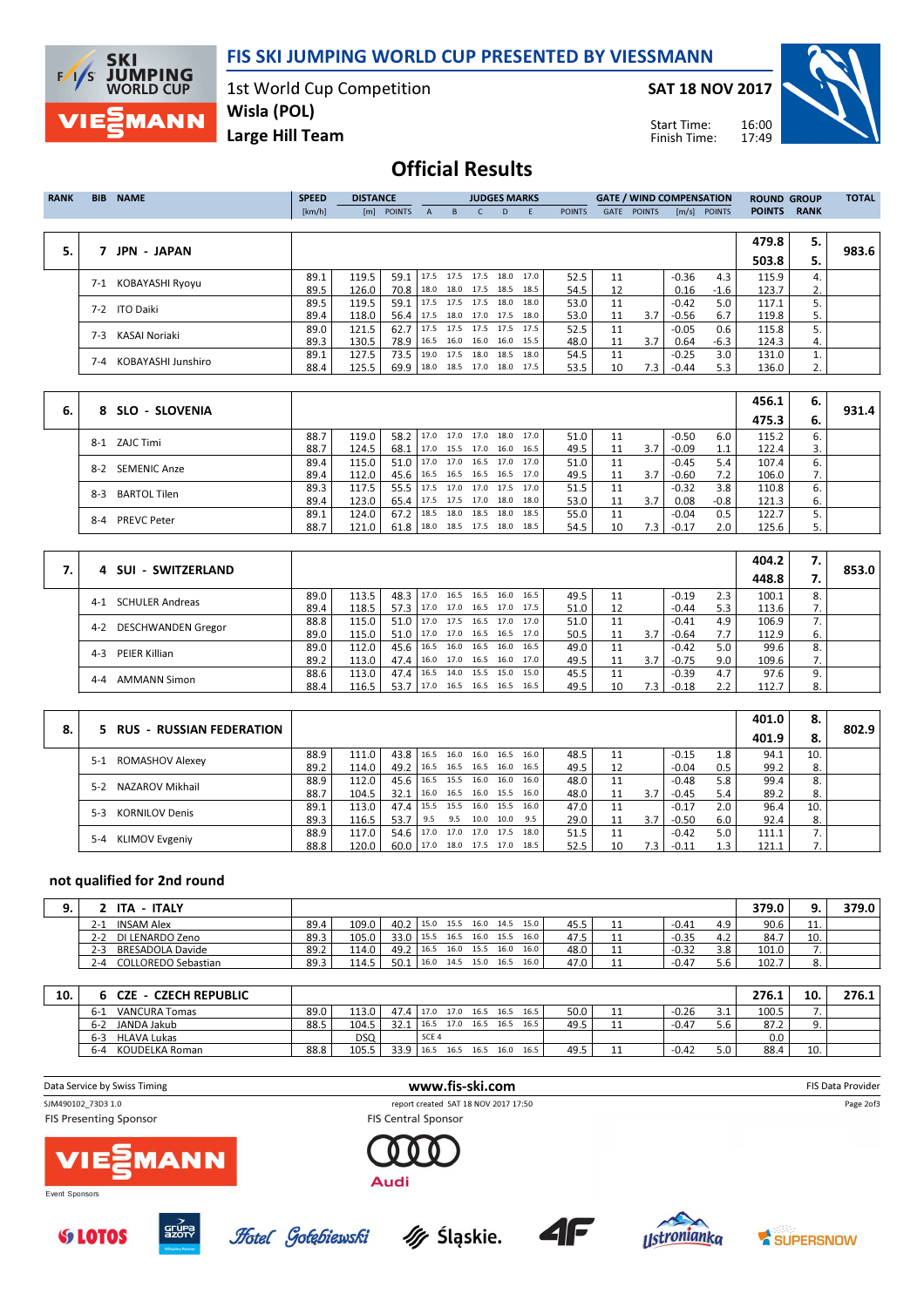# FIS SKI JUMPING WORLD CUP PRESENTED BY VIESSMANN

1st World Cup Competition
Wisla (POL)
Large Hill Team

SAT 18 NOV 2017

Start Time: 16:00
Finish Time: 17:49

## Official Results

| RANK | BIB | NAME | SPEED [km/h] | DISTANCE [m] | DISTANCE POINTS | A | B | C | D | E | JUDGES POINTS | GATE | GATE POINTS | WIND [m/s] | WIND POINTS | ROUND POINTS | GROUP RANK | TOTAL |
|---|---|---|---|---|---|---|---|---|---|---|---|---|---|---|---|---|---|---|
| 5. | 7 | JPN - JAPAN | | | | | | | | | | | | | | 479.8 | 5. | 983.6 |
| | | | | | | | | | | | | | | | | 503.8 | 5. | |
| | 7-1 | KOBAYASHI Ryoyu | 89.1 | 119.5 | 59.1 | 17.5 | 17.5 | 17.5 | 18.0 | 17.0 | 52.5 | 11 | | -0.36 | 4.3 | 115.9 | 4. | |
| | | | 89.5 | 126.0 | 70.8 | 18.0 | 18.0 | 17.5 | 18.5 | 18.5 | 54.5 | 12 | | 0.16 | -1.6 | 123.7 | 2. | |
| | 7-2 | ITO Daiki | 89.5 | 119.5 | 59.1 | 17.5 | 17.5 | 17.5 | 18.0 | 18.0 | 53.0 | 11 | | -0.42 | 5.0 | 117.1 | 5. | |
| | | | 89.4 | 118.0 | 56.4 | 17.5 | 18.0 | 17.0 | 17.5 | 18.0 | 53.0 | 11 | 3.7 | -0.56 | 6.7 | 119.8 | 5. | |
| | 7-3 | KASAI Noriaki | 89.0 | 121.5 | 62.7 | 17.5 | 17.5 | 17.5 | 17.5 | 17.5 | 52.5 | 11 | | -0.05 | 0.6 | 115.8 | 5. | |
| | | | 89.3 | 130.5 | 78.9 | 16.5 | 16.0 | 16.0 | 16.0 | 15.5 | 48.0 | 11 | 3.7 | 0.64 | -6.3 | 124.3 | 4. | |
| | 7-4 | KOBAYASHI Junshiro | 89.1 | 127.5 | 73.5 | 19.0 | 17.5 | 18.0 | 18.5 | 18.0 | 54.5 | 11 | | -0.25 | 3.0 | 131.0 | 1. | |
| | | | 88.4 | 125.5 | 69.9 | 18.0 | 18.5 | 17.0 | 18.0 | 17.5 | 53.5 | 10 | 7.3 | -0.44 | 5.3 | 136.0 | 2. | |
| 6. | 8 | SLO - SLOVENIA | | | | | | | | | | | | | | 456.1 | 6. | 931.4 |
| | | | | | | | | | | | | | | | | 475.3 | 6. | |
| | 8-1 | ZAJC Timi | 88.7 | 119.0 | 58.2 | 17.0 | 17.0 | 17.0 | 18.0 | 17.0 | 51.0 | 11 | | -0.50 | 6.0 | 115.2 | 6. | |
| | | | 88.7 | 124.5 | 68.1 | 17.0 | 15.5 | 17.0 | 16.0 | 16.5 | 49.5 | 11 | 3.7 | -0.09 | 1.1 | 122.4 | 3. | |
| | 8-2 | SEMENIC Anze | 89.4 | 115.0 | 51.0 | 17.0 | 17.0 | 16.5 | 17.0 | 17.0 | 51.0 | 11 | | -0.45 | 5.4 | 107.4 | 6. | |
| | | | 89.4 | 112.0 | 45.6 | 16.5 | 16.5 | 16.5 | 16.5 | 16.5 | 49.5 | 11 | 3.7 | -0.60 | 7.2 | 106.0 | 7. | |
| | 8-3 | BARTOL Tilen | 89.3 | 117.5 | 55.5 | 17.5 | 17.0 | 17.0 | 17.5 | 17.0 | 51.5 | 11 | | -0.32 | 3.8 | 110.8 | 6. | |
| | | | 89.4 | 123.0 | 65.4 | 17.5 | 17.5 | 17.0 | 18.0 | 18.0 | 53.0 | 11 | 3.7 | 0.08 | -0.8 | 121.3 | 6. | |
| | 8-4 | PREVC Peter | 89.1 | 124.0 | 67.2 | 18.5 | 18.0 | 18.5 | 18.0 | 18.5 | 55.0 | 11 | | -0.04 | 0.5 | 122.7 | 5. | |
| | | | 88.7 | 121.0 | 61.8 | 18.0 | 18.5 | 17.5 | 18.0 | 18.5 | 54.5 | 10 | 7.3 | -0.17 | 2.0 | 125.6 | 5. | |
| 7. | 4 | SUI - SWITZERLAND | | | | | | | | | | | | | | 404.2 | 7. | 853.0 |
| | | | | | | | | | | | | | | | | 448.8 | 7. | |
| | 4-1 | SCHULER Andreas | 89.0 | 113.5 | 48.3 | 17.0 | 16.5 | 16.5 | 16.0 | 16.5 | 49.5 | 11 | | -0.19 | 2.3 | 100.1 | 8. | |
| | | | 89.4 | 118.5 | 57.3 | 17.0 | 17.0 | 16.5 | 17.0 | 17.5 | 51.0 | 12 | | -0.44 | 5.3 | 113.6 | 7. | |
| | 4-2 | DESCHWANDEN Gregor | 88.8 | 115.0 | 51.0 | 17.0 | 17.5 | 16.5 | 17.0 | 17.0 | 51.0 | 11 | | -0.41 | 4.9 | 106.9 | 7. | |
| | | | 89.0 | 115.0 | 51.0 | 17.0 | 17.0 | 16.5 | 16.5 | 17.0 | 50.5 | 11 | 3.7 | -0.64 | 7.7 | 112.9 | 6. | |
| | 4-3 | PEIER Killian | 89.0 | 112.0 | 45.6 | 16.5 | 16.0 | 16.5 | 16.0 | 16.5 | 49.0 | 11 | | -0.42 | 5.0 | 99.6 | 8. | |
| | | | 89.2 | 113.0 | 47.4 | 16.0 | 17.0 | 16.5 | 16.0 | 17.0 | 49.5 | 11 | 3.7 | -0.75 | 9.0 | 109.6 | 7. | |
| | 4-4 | AMMANN Simon | 88.6 | 113.0 | 47.4 | 16.5 | 14.0 | 15.5 | 15.0 | 15.0 | 45.5 | 11 | | -0.39 | 4.7 | 97.6 | 9. | |
| | | | 88.4 | 116.5 | 53.7 | 17.0 | 16.5 | 16.5 | 16.5 | 16.5 | 49.5 | 10 | 7.3 | -0.18 | 2.2 | 112.7 | 8. | |
| 8. | 5 | RUS - RUSSIAN FEDERATION | | | | | | | | | | | | | | 401.0 | 8. | 802.9 |
| | | | | | | | | | | | | | | | | 401.9 | 8. | |
| | 5-1 | ROMASHOV Alexey | 88.9 | 111.0 | 43.8 | 16.5 | 16.0 | 16.0 | 16.5 | 16.0 | 48.5 | 11 | | -0.15 | 1.8 | 94.1 | 10. | |
| | | | 89.2 | 114.0 | 49.2 | 16.5 | 16.5 | 16.5 | 16.0 | 16.5 | 49.5 | 12 | | -0.04 | 0.5 | 99.2 | 8. | |
| | 5-2 | NAZAROV Mikhail | 88.9 | 112.0 | 45.6 | 16.5 | 15.5 | 16.0 | 16.0 | 16.0 | 48.0 | 11 | | -0.48 | 5.8 | 99.4 | 8. | |
| | | | 88.7 | 104.5 | 32.1 | 16.0 | 16.5 | 16.0 | 15.5 | 16.0 | 48.0 | 11 | 3.7 | -0.45 | 5.4 | 89.2 | 8. | |
| | 5-3 | KORNILOV Denis | 89.1 | 113.0 | 47.4 | 15.5 | 15.5 | 16.0 | 15.5 | 16.0 | 47.0 | 11 | | -0.17 | 2.0 | 96.4 | 10. | |
| | | | 89.3 | 116.5 | 53.7 | 9.5 | 9.5 | 10.0 | 10.0 | 9.5 | 29.0 | 11 | 3.7 | -0.50 | 6.0 | 92.4 | 8. | |
| | 5-4 | KLIMOV Evgeniy | 88.9 | 117.0 | 54.6 | 17.0 | 17.0 | 17.0 | 17.5 | 18.0 | 51.5 | 11 | | -0.42 | 5.0 | 111.1 | 7. | |
| | | | 88.8 | 120.0 | 60.0 | 17.0 | 18.0 | 17.5 | 17.0 | 18.5 | 52.5 | 10 | 7.3 | -0.11 | 1.3 | 121.1 | 7. | |

### not qualified for 2nd round

| RANK | BIB | NAME | SPEED [km/h] | DISTANCE [m] | DISTANCE POINTS | A | B | C | D | E | JUDGES POINTS | GATE | GATE POINTS | WIND [m/s] | WIND POINTS | ROUND POINTS | GROUP RANK | TOTAL |
|---|---|---|---|---|---|---|---|---|---|---|---|---|---|---|---|---|---|---|
| 9. | 2 | ITA - ITALY | | | | | | | | | | | | | | 379.0 | 9. | 379.0 |
| | 2-1 | INSAM Alex | 89.4 | 109.0 | 40.2 | 15.0 | 15.5 | 16.0 | 14.5 | 15.0 | 45.5 | 11 | | -0.41 | 4.9 | 90.6 | 11. | |
| | 2-2 | DI LENARDO Zeno | 89.3 | 105.0 | 33.0 | 15.5 | 16.5 | 16.0 | 15.5 | 16.0 | 47.5 | 11 | | -0.35 | 4.2 | 84.7 | 10. | |
| | 2-3 | BRESADOLA Davide | 89.2 | 114.0 | 49.2 | 16.5 | 16.0 | 15.5 | 16.0 | 16.0 | 48.0 | 11 | | -0.32 | 3.8 | 101.0 | 7. | |
| | 2-4 | COLLOREDO Sebastian | 89.3 | 114.5 | 50.1 | 16.0 | 14.5 | 15.0 | 16.5 | 16.0 | 47.0 | 11 | | -0.47 | 5.6 | 102.7 | 8. | |
| 10. | 6 | CZE - CZECH REPUBLIC | | | | | | | | | | | | | | 276.1 | 10. | 276.1 |
| | 6-1 | VANCURA Tomas | 89.0 | 113.0 | 47.4 | 17.0 | 17.0 | 16.5 | 16.5 | 16.5 | 50.0 | 11 | | -0.26 | 3.1 | 100.5 | 7. | |
| | 6-2 | JANDA Jakub | 88.5 | 104.5 | 32.1 | 16.5 | 17.0 | 16.5 | 16.5 | 16.5 | 49.5 | 11 | | -0.47 | 5.6 | 87.2 | 9. | |
| | 6-3 | HLAVA Lukas | | DSQ | | SCE 4 | | | | | | | | | | 0.0 | | |
| | 6-4 | KOUDELKA Roman | 88.8 | 105.5 | 33.9 | 16.5 | 16.5 | 16.5 | 16.0 | 16.5 | 49.5 | 11 | | -0.42 | 5.0 | 88.4 | 10. | |

Data Service by Swiss Timing — www.fis-ski.com — FIS Data Provider

SJM490102_73D3 1.0 — report created SAT 18 NOV 2017 17:50

FIS Presenting Sponsor: VIESSMANN — FIS Central Sponsor: Audi

Event Sponsors: LOTOS, Grupa Azoty, Hotel Gołębiewski, Śląskie., 4F, Ustronianka, SUPERSNOW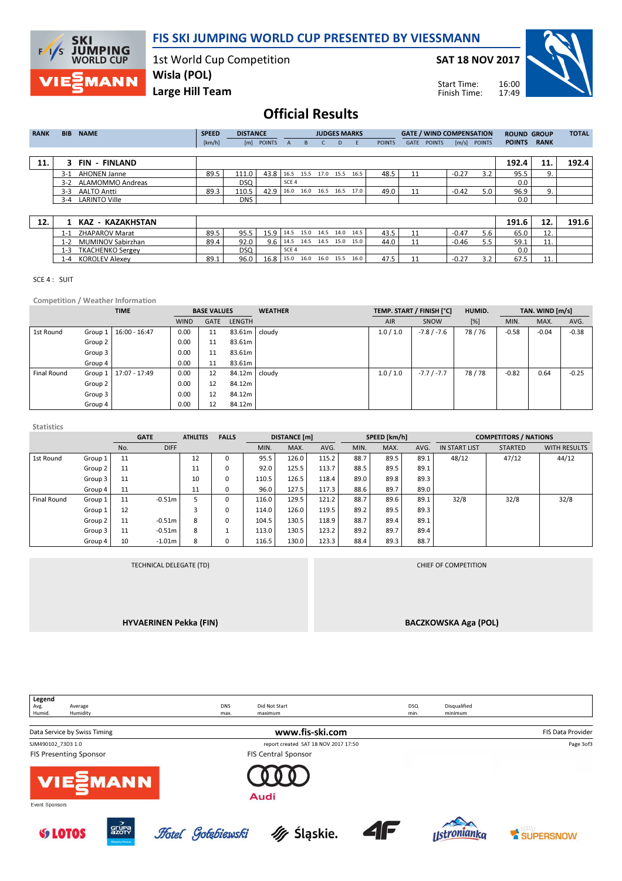# FIS SKI JUMPING WORLD CUP PRESENTED BY VIESSMANN

1st World Cup Competition
**Wisla (POL)**
**Large Hill Team**

**SAT 18 NOV 2017**

Start Time: 16:00
Finish Time: 17:49

## Official Results

| RANK | BIB | NAME | SPEED [km/h] | DISTANCE [m] | DISTANCE POINTS | JUDGES A | B | C | D | E | JUDGES POINTS | GATE | GATE POINTS | WIND [m/s] | WIND POINTS | ROUND POINTS | GROUP RANK | TOTAL |
|---|---|---|---|---|---|---|---|---|---|---|---|---|---|---|---|---|---|---|
| **11.** | **3** | **FIN - FINLAND** | | | | | | | | | | | | | | **192.4** | **11.** | **192.4** |
| | 3-1 | AHONEN Janne | 89.5 | 111.0 | 43.8 | 16.5 | 15.5 | 17.0 | 15.5 | 16.5 | 48.5 | 11 | | -0.27 | 3.2 | 95.5 | 9. | |
| | 3-2 | ALAMOMMO Andreas | | DSQ | | SCE 4 | | | | | | | | | | 0.0 | | |
| | 3-3 | AALTO Antti | 89.3 | 110.5 | 42.9 | 16.0 | 16.0 | 16.5 | 16.5 | 17.0 | 49.0 | 11 | | -0.42 | 5.0 | 96.9 | 9. | |
| | 3-4 | LARINTO Ville | | DNS | | | | | | | | | | | | 0.0 | | |
| **12.** | **1** | **KAZ - KAZAKHSTAN** | | | | | | | | | | | | | | **191.6** | **12.** | **191.6** |
| | 1-1 | ZHAPAROV Marat | 89.5 | 95.5 | 15.9 | 14.5 | 15.0 | 14.5 | 14.0 | 14.5 | 43.5 | 11 | | -0.47 | 5.6 | 65.0 | 12. | |
| | 1-2 | MUMINOV Sabirzhan | 89.4 | 92.0 | 9.6 | 14.5 | 14.5 | 14.5 | 15.0 | 15.0 | 44.0 | 11 | | -0.46 | 5.5 | 59.1 | 11. | |
| | 1-3 | TKACHENKO Sergey | | DSQ | | SCE 4 | | | | | | | | | | 0.0 | | |
| | 1-4 | KOROLEV Alexey | 89.1 | 96.0 | 16.8 | 15.0 | 16.0 | 16.0 | 15.5 | 16.0 | 47.5 | 11 | | -0.27 | 3.2 | 67.5 | 11. | |

SCE 4 : SUIT

### Competition / Weather Information

| | | TIME | BASE VALUES WIND | GATE | LENGTH | WEATHER | TEMP. AIR | SNOW | HUMID. [%] | TAN. WIND MIN. | MAX. | AVG. |
|---|---|---|---|---|---|---|---|---|---|---|---|---|
| 1st Round | Group 1 | 16:00 - 16:47 | 0.00 | 11 | 83.61m | cloudy | 1.0 / 1.0 | -7.8 / -7.6 | 78 / 76 | -0.58 | -0.04 | -0.38 |
| | Group 2 | | 0.00 | 11 | 83.61m | | | | | | | |
| | Group 3 | | 0.00 | 11 | 83.61m | | | | | | | |
| | Group 4 | | 0.00 | 11 | 83.61m | | | | | | | |
| Final Round | Group 1 | 17:07 - 17:49 | 0.00 | 12 | 84.12m | cloudy | 1.0 / 1.0 | -7.7 / -7.7 | 78 / 78 | -0.82 | 0.64 | -0.25 |
| | Group 2 | | 0.00 | 12 | 84.12m | | | | | | | |
| | Group 3 | | 0.00 | 12 | 84.12m | | | | | | | |
| | Group 4 | | 0.00 | 12 | 84.12m | | | | | | | |

### Statistics

| | | GATE No. | DIFF | ATHLETES | FALLS | DISTANCE MIN. | MAX. | AVG. | SPEED MIN. | MAX. | AVG. | IN START LIST | STARTED | WITH RESULTS |
|---|---|---|---|---|---|---|---|---|---|---|---|---|---|---|
| 1st Round | Group 1 | 11 | | 12 | 0 | 95.5 | 126.0 | 115.2 | 88.7 | 89.5 | 89.1 | 48/12 | 47/12 | 44/12 |
| | Group 2 | 11 | | 11 | 0 | 92.0 | 125.5 | 113.7 | 88.5 | 89.5 | 89.1 | | | |
| | Group 3 | 11 | | 10 | 0 | 110.5 | 126.5 | 118.4 | 89.0 | 89.8 | 89.3 | | | |
| | Group 4 | 11 | | 11 | 0 | 96.0 | 127.5 | 117.3 | 88.6 | 89.7 | 89.0 | | | |
| Final Round | Group 1 | 11 | -0.51m | 5 | 0 | 116.0 | 129.5 | 121.2 | 88.7 | 89.6 | 89.1 | 32/8 | 32/8 | 32/8 |
| | Group 1 | 12 | | 3 | 0 | 114.0 | 126.0 | 119.5 | 89.2 | 89.5 | 89.3 | | | |
| | Group 2 | 11 | -0.51m | 8 | 0 | 104.5 | 130.5 | 118.9 | 88.7 | 89.4 | 89.1 | | | |
| | Group 3 | 11 | -0.51m | 8 | 1 | 113.0 | 130.5 | 123.2 | 89.2 | 89.7 | 89.4 | | | |
| | Group 4 | 10 | -1.01m | 8 | 0 | 116.5 | 130.0 | 123.3 | 88.4 | 89.3 | 88.7 | | | |

TECHNICAL DELEGATE (TD): **HYVAERINEN Pekka (FIN)**

CHIEF OF COMPETITION: **BACZKOWSKA Aga (POL)**

**Legend**
Avg. Average — DNS Did Not Start — DSQ Disqualified
Humid. Humidity — max. maximum — min. minimum

Data Service by Swiss Timing — **www.fis-ski.com** — FIS Data Provider

SJM490102_73D3 1.0 — report created SAT 18 NOV 2017 17:50

FIS Presenting Sponsor: VIESSMANN
FIS Central Sponsor: Audi
Event Sponsors: LOTOS, Grupa Azoty, Hotel Gołębiewski, Śląskie., 4F, Ustronianka, SUPERSNOW